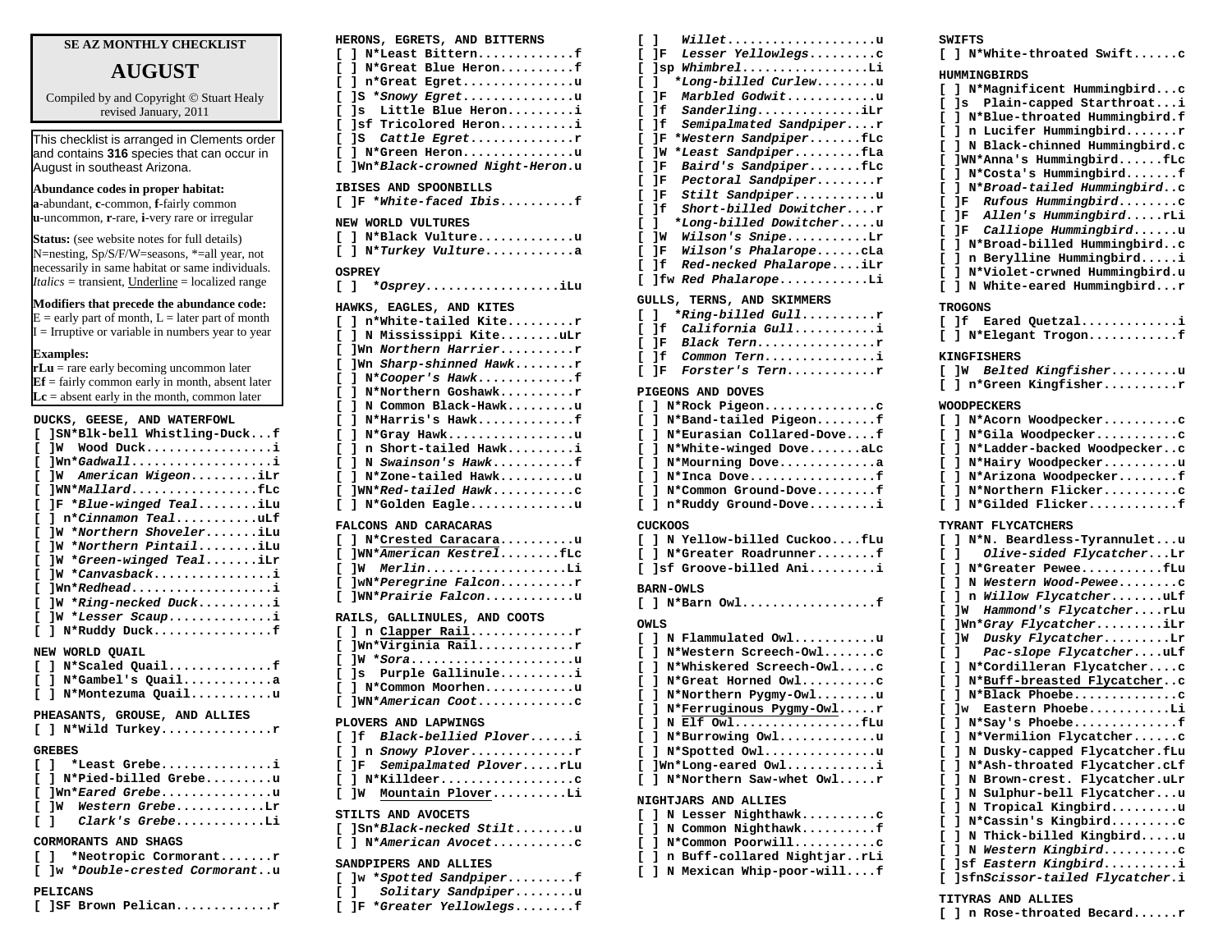**SE AZ MONTHLY CHECKLIST**

# AUGUST

Compiled by and Copyright © Stuart Healy
revised January, 2011

This checklist is arranged in Clements order and contains **316** species that can occur in August in southeast Arizona.

**Abundance codes in proper habitat:**
**a**-abundant, **c**-common, **f**-fairly common
**u**-uncommon, **r**-rare, **i**-very rare or irregular

**Status:** (see website notes for full details)
N=nesting, Sp/S/F/W=seasons, *=all year, not necessarily in same habitat or same individuals.
*Italics* = transient, Underline = localized range

**Modifiers that precede the abundance code:**
E = early part of month, L = later part of month
I = Irruptive or variable in numbers year to year

**Examples:**
**rLu** = rare early becoming uncommon later
**Ef** = fairly common early in month, absent later
**Lc** = absent early in the month, common later

### DUCKS, GEESE, AND WATERFOWL
- [ ]SN*Blk-bell Whistling-Duck...f
- [ ]W Wood Duck.................i
- [ ]Wn**Gadwall*...................i
- [ ]W *American Wigeon*.........iLr
- [ ]WN**Mallard*.................fLc
- [ ]F **Blue-winged Teal*........iLu
- [ ] n**Cinnamon Teal*...........uLf
- [ ]W **Northern Shoveler*.......iLu
- [ ]W **Northern Pintail*........iLu
- [ ]W **Green-winged Teal*.......iLr
- [ ]W **Canvasback*................i
- [ ]Wn**Redhead*...................i
- [ ]W **Ring-necked Duck*..........i
- [ ]W **Lesser Scaup*..............i
- [ ] N*Ruddy Duck................f

### NEW WORLD QUAIL
- [ ] N*Scaled Quail..............f
- [ ] N*Gambel's Quail............a
- [ ] N*Montezuma Quail...........u

### PHEASANTS, GROUSE, AND ALLIES
- [ ] N*Wild Turkey...............r

### GREBES
- [ ] *Least Grebe...............i
- [ ] N*Pied-billed Grebe.........u
- [ ]Wn**Eared Grebe*...............u
- [ ]W *Western Grebe*............Lr
- [ ] *Clark's Grebe*............Li

### CORMORANTS AND SHAGS
- [ ] *Neotropic Cormorant.......r
- [ ]w **Double-crested Cormorant*..u

### PELICANS
- [ ]SF Brown Pelican.............r

### HERONS, EGRETS, AND BITTERNS
- [ ] N*Least Bittern.............f
- [ ] N*Great Blue Heron..........f
- [ ] n*Great Egret...............u
- [ ]S **Snowy Egret*...............u
- [ ]s Little Blue Heron.........i
- [ ]sf Tricolored Heron..........i
- [ ]S *Cattle Egret*..............r
- [ ] N*Green Heron...............u
- [ ]Wn**Black-crowned Night-Heron*.u

### IBISES AND SPOONBILLS
- [ ]F **White-faced Ibis*..........f

### NEW WORLD VULTURES
- [ ] N*Black Vulture.............u
- [ ] N**Turkey Vulture*............a

### OSPREY
- [ ] **Osprey*..................iLu

### HAWKS, EAGLES, AND KITES
- [ ] n*White-tailed Kite.........r
- [ ] N Mississippi Kite........uLr
- [ ]Wn *Northern Harrier*..........r
- [ ]Wn *Sharp-shinned Hawk*........r
- [ ] N**Cooper's Hawk*.............f
- [ ] N*Northern Goshawk..........r
- [ ] N Common Black-Hawk.........u
- [ ] N*Harris's Hawk.............f
- [ ] N*Gray Hawk.................u
- [ ] n Short-tailed Hawk.........i
- [ ] N *Swainson's Hawk*...........f
- [ ] N*Zone-tailed Hawk..........u
- [ ]WN**Red-tailed Hawk*...........c
- [ ] N*Golden Eagle..............u

### FALCONS AND CARACARAS
- [ ] N*Crested Caracara..........u
- [ ]WN**American Kestrel*........fLc
- [ ]W *Merlin*...................Li
- [ ]wN**Peregrine Falcon*..........r
- [ ]WN**Prairie Falcon*............u

### RAILS, GALLINULES, AND COOTS
- [ ] n Clapper Rail..............r
- [ ]Wn*Virginia Rail.............r
- [ ]W **Sora*......................u
- [ ]s Purple Gallinule..........i
- [ ] N*Common Moorhen............u
- [ ]WN**American Coot*.............c

### PLOVERS AND LAPWINGS
- [ ]f *Black-bellied Plover*......i
- [ ] n *Snowy Plover*..............r
- [ ]F *Semipalmated Plover*.....rLu
- [ ] N*Killdeer..................c
- [ ]W Mountain Plover..........Li

### STILTS AND AVOCETS
- [ ]Sn**Black-necked Stilt*........u
- [ ] N**American Avocet*...........c

### SANDPIPERS AND ALLIES
- [ ]w **Spotted Sandpiper*.........f
- [ ] *Solitary Sandpiper*........u
- [ ]F **Greater Yellowlegs*........f
- [ ] *Willet*....................u
- [ ]F *Lesser Yellowlegs*.........c
- [ ]sp *Whimbrel*.................Li
- [ ] **Long-billed Curlew*........u
- [ ]F *Marbled Godwit*............u
- [ ]f *Sanderling*..............iLr
- [ ]f *Semipalmated Sandpiper*....r
- [ ]F **Western Sandpiper*.......fLc
- [ ]W **Least Sandpiper*.........fLa
- [ ]F *Baird's Sandpiper*.......fLc
- [ ]F *Pectoral Sandpiper*........r
- [ ]F *Stilt Sandpiper*...........u
- [ ]f *Short-billed Dowitcher*....r
- [ ] **Long-billed Dowitcher*.....u
- [ ]W *Wilson's Snipe*...........Lr
- [ ]F *Wilson's Phalarope*......cLa
- [ ]f *Red-necked Phalarope*....iLr
- [ ]fw *Red Phalarope*............Li

### GULLS, TERNS, AND SKIMMERS
- [ ] **Ring-billed Gull*..........r
- [ ]f *California Gull*...........i
- [ ]F *Black Tern*................r
- [ ]f *Common Tern*...............i
- [ ]F *Forster's Tern*............r

### PIGEONS AND DOVES
- [ ] N*Rock Pigeon...............c
- [ ] N*Band-tailed Pigeon........f
- [ ] N*Eurasian Collared-Dove....f
- [ ] N*White-winged Dove.......aLc
- [ ] N*Mourning Dove.............a
- [ ] N*Inca Dove.................f
- [ ] N*Common Ground-Dove........f
- [ ] n*Ruddy Ground-Dove.........i

### CUCKOOS
- [ ] N Yellow-billed Cuckoo....fLu
- [ ] N*Greater Roadrunner........f
- [ ]sf Groove-billed Ani.........i

### BARN-OWLS
- [ ] N*Barn Owl..................f

### OWLS
- [ ] N Flammulated Owl...........u
- [ ] N*Western Screech-Owl.......c
- [ ] N*Whiskered Screech-Owl.....c
- [ ] N*Great Horned Owl..........c
- [ ] N*Northern Pygmy-Owl........u
- [ ] N*Ferruginous Pygmy-Owl.....r
- [ ] N Elf Owl.................fLu
- [ ] N*Burrowing Owl.............u
- [ ] N*Spotted Owl...............u
- [ ]Wn*Long-eared Owl............i
- [ ] N*Northern Saw-whet Owl.....r

### NIGHTJARS AND ALLIES
- [ ] N Lesser Nighthawk..........c
- [ ] N Common Nighthawk..........f
- [ ] N*Common Poorwill...........c
- [ ] n Buff-collared Nightjar..rLi
- [ ] N Mexican Whip-poor-will....f

### SWIFTS
- [ ] N*White-throated Swift......c

### HUMMINGBIRDS
- [ ] N*Magnificent Hummingbird...c
- [ ]s Plain-capped Starthroat...i
- [ ] N*Blue-throated Hummingbird.f
- [ ] n Lucifer Hummingbird.......r
- [ ] N Black-chinned Hummingbird.c
- [ ]WN*Anna's Hummingbird......fLc
- [ ] N*Costa's Hummingbird.......f
- [ ] N**Broad-tailed Hummingbird*..c
- [ ]F *Rufous Hummingbird*........c
- [ ]F *Allen's Hummingbird*.....rLi
- [ ]F *Calliope Hummingbird*......u
- [ ] N*Broad-billed Hummingbird..c
- [ ] n Berylline Hummingbird.....i
- [ ] N*Violet-crwned Hummingbird.u
- [ ] N White-eared Hummingbird...r

### TROGONS
- [ ]f Eared Quetzal.............i
- [ ] N*Elegant Trogon............f

### KINGFISHERS
- [ ]W *Belted Kingfisher*.........u
- [ ] n*Green Kingfisher..........r

### WOODPECKERS
- [ ] N*Acorn Woodpecker..........c
- [ ] N*Gila Woodpecker...........c
- [ ] N*Ladder-backed Woodpecker..c
- [ ] N*Hairy Woodpecker..........u
- [ ] N*Arizona Woodpecker........f
- [ ] N*Northern Flicker..........c
- [ ] N*Gilded Flicker............f

### TYRANT FLYCATCHERS
- [ ] N*N. Beardless-Tyrannulet...u
- [ ] *Olive-sided Flycatcher*...Lr
- [ ] N*Greater Pewee...........fLu
- [ ] N *Western Wood-Pewee*........c
- [ ] n *Willow Flycatcher*.......uLf
- [ ]W *Hammond's Flycatcher*....rLu
- [ ]Wn**Gray Flycatcher*.........iLr
- [ ]W *Dusky Flycatcher*.........Lr
- [ ] *Pac-slope Flycatcher*....uLf
- [ ] N*Cordilleran Flycatcher....c
- [ ] N*Buff-breasted Flycatcher..c
- [ ] N*Black Phoebe..............c
- [ ]w Eastern Phoebe...........Li
- [ ] N*Say's Phoebe..............f
- [ ] N*Vermilion Flycatcher......c
- [ ] N Dusky-capped Flycatcher.fLu
- [ ] N*Ash-throated Flycatcher.cLf
- [ ] N Brown-crest. Flycatcher.uLr
- [ ] N Sulphur-bell Flycatcher...u
- [ ] N Tropical Kingbird.........u
- [ ] N*Cassin's Kingbird.........c
- [ ] N Thick-billed Kingbird.....u
- [ ] N *Western Kingbird*..........c
- [ ]sf *Eastern Kingbird*..........i
- [ ]sfn*Scissor-tailed Flycatcher*.i

### TITYRAS AND ALLIES
- [ ] n Rose-throated Becard......r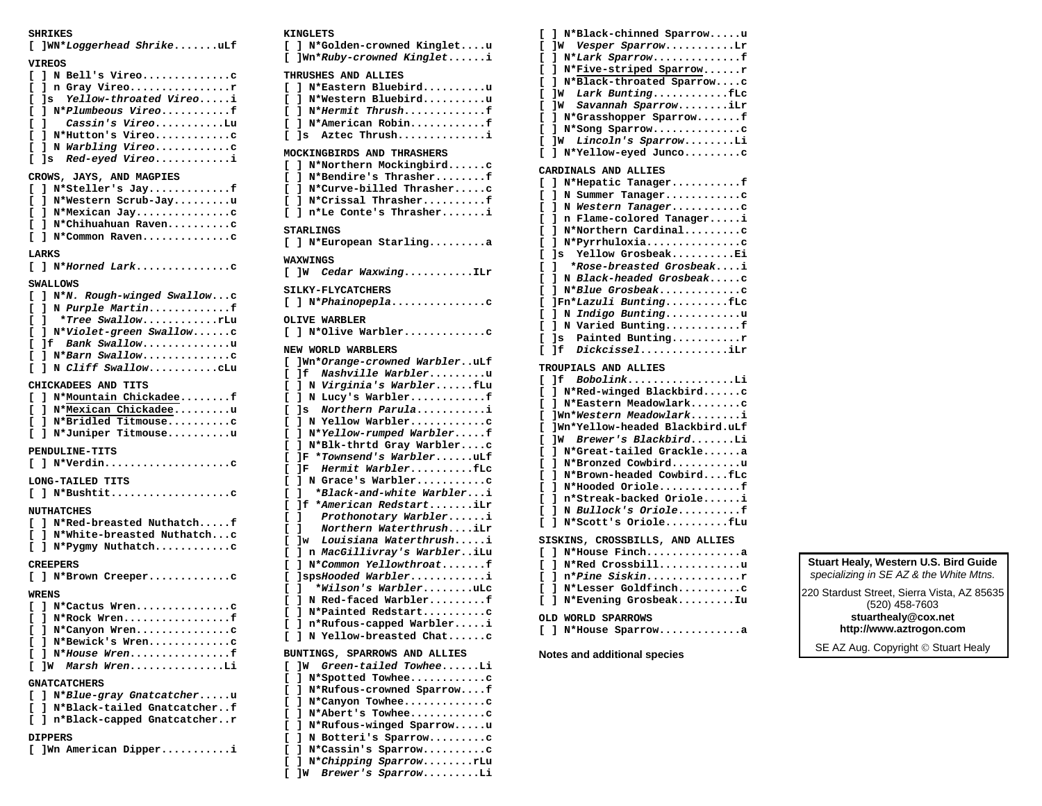**SHRIKES**

[ ]WN**Loggerhead Shrike*.......uLf

**VIREOS**

[ ] N Bell's Vireo..............c
[ ] n Gray Vireo................r
[ ]s *Yellow-throated Vireo*.....i
[ ] N**Plumbeous Vireo*...........f
[ ] *Cassin's Vireo*...........Lu
[ ] N*Hutton's Vireo............c
[ ] N *Warbling Vireo*............c
[ ]s *Red-eyed Vireo*............i

**CROWS, JAYS, AND MAGPIES**

[ ] N*Steller's Jay.............f
[ ] N*Western Scrub-Jay.........u
[ ] N*Mexican Jay...............c
[ ] N*Chihuahuan Raven..........c
[ ] N*Common Raven..............c

**LARKS**

[ ] N**Horned Lark*...............c

**SWALLOWS**

[ ] N**N. Rough-winged Swallow*...c
[ ] N *Purple Martin*.............f
[ ] **Tree Swallow*............rLu
[ ] N**Violet-green Swallow*......c
[ ]f *Bank Swallow*..............u
[ ] N**Barn Swallow*..............c
[ ] N *Cliff Swallow*...........cLu

**CHICKADEES AND TITS**

[ ] N*<u>Mountain Chickadee</u>........f
[ ] N*<u>Mexican Chickadee</u>.........u
[ ] N*Bridled Titmouse..........c
[ ] N*Juniper Titmouse..........u

**PENDULINE-TITS**

[ ] N*Verdin....................c

**LONG-TAILED TITS**

[ ] N*Bushtit...................c

**NUTHATCHES**

[ ] N*Red-breasted Nuthatch.....f
[ ] N*White-breasted Nuthatch...c
[ ] N*Pygmy Nuthatch............c

**CREEPERS**

[ ] N*Brown Creeper.............c

**WRENS**

[ ] N*Cactus Wren...............c
[ ] N*Rock Wren.................f
[ ] N*Canyon Wren...............c
[ ] N*Bewick's Wren.............c
[ ] N**House Wren*................f
[ ]W *Marsh Wren*...............Li

**GNATCATCHERS**

[ ] N**Blue-gray Gnatcatcher*.....u
[ ] N*Black-tailed Gnatcatcher..f
[ ] n*Black-capped Gnatcatcher..r

**DIPPERS**

[ ]Wn American Dipper...........i

**KINGLETS**

[ ] N*Golden-crowned Kinglet....u
[ ]Wn**Ruby-crowned Kinglet*......i

**THRUSHES AND ALLIES**

[ ] N*Eastern Bluebird..........u
[ ] N*Western Bluebird..........u
[ ] N**Hermit Thrush*.............f
[ ] N*American Robin............f
[ ]s Aztec Thrush..............i

**MOCKINGBIRDS AND THRASHERS**

[ ] N*Northern Mockingbird......c
[ ] N*Bendire's Thrasher........f
[ ] N*Curve-billed Thrasher.....c
[ ] N*Crissal Thrasher..........f
[ ] n*Le Conte's Thrasher.......i

**STARLINGS**

[ ] N*European Starling.........a

**WAXWINGS**

[ ]W *Cedar Waxwing*...........ILr

**SILKY-FLYCATCHERS**

[ ] N**Phainopepla*...............c

**OLIVE WARBLER**

[ ] N*Olive Warbler.............c

**NEW WORLD WARBLERS**

[ ]Wn**Orange-crowned Warbler*..uLf
[ ]f *Nashville Warbler*.........u
[ ] N *Virginia's Warbler*......fLu
[ ] N Lucy's Warbler............f
[ ]s *Northern Parula*...........i
[ ] N Yellow Warbler............c
[ ] N**Yellow-rumped Warbler*.....f
[ ] N*Blk-thrtd Gray Warbler....c
[ ]F **Townsend's Warbler*......uLf
[ ]F *Hermit Warbler*..........fLc
[ ] N Grace's Warbler...........c
[ ] **Black-and-white Warbler*...i
[ ]f **American Redstart*.......iLr
[ ] *Prothonotary Warbler*......i
[ ] *Northern Waterthrush*....iLr
[ ]w *Louisiana Waterthrush*.....i
[ ] n *MacGillivray's Warbler*..iLu
[ ] N**Common Yellowthroat*.......f
[ ]sps*Hooded Warbler*............i
[ ] **Wilson's Warbler*........uLc
[ ] N Red-faced Warbler.........f
[ ] N*Painted Redstart..........c
[ ] n*Rufous-capped Warbler.....i
[ ] N Yellow-breasted Chat......c

**BUNTINGS, SPARROWS AND ALLIES**

[ ]W *Green-tailed Towhee*......Li
[ ] N*Spotted Towhee............c
[ ] N*Rufous-crowned Sparrow....f
[ ] N*Canyon Towhee.............c
[ ] N*Abert's Towhee............c
[ ] N*Rufous-winged Sparrow.....u
[ ] N Botteri's Sparrow.........c
[ ] N*Cassin's Sparrow..........c
[ ] N**Chipping Sparrow*........rLu
[ ]W *Brewer's Sparrow*.........Li
[ ] N*Black-chinned Sparrow.....u
[ ]W *Vesper Sparrow*...........Lr
[ ] N**Lark Sparrow*..............f
[ ] N*<u>Five-striped Sparrow</u>......r
[ ] N*Black-throated Sparrow....c
[ ]W *Lark Bunting*............fLc
[ ]W *Savannah Sparrow*........iLr
[ ] N*Grasshopper Sparrow.......f
[ ] N*Song Sparrow..............c
[ ]W *Lincoln's Sparrow*........Li
[ ] N*Yellow-eyed Junco.........c

**CARDINALS AND ALLIES**

[ ] N*Hepatic Tanager...........f
[ ] N Summer Tanager............c
[ ] N *Western Tanager*...........c
[ ] n Flame-colored Tanager.....i
[ ] N*Northern Cardinal.........c
[ ] N*Pyrrhuloxia...............c
[ ]s Yellow Grosbeak..........Ei
[ ] **Rose-breasted Grosbeak*....i
[ ] N *Black-headed Grosbeak*.....c
[ ] N**Blue Grosbeak*.............c
[ ]Fn**Lazuli Bunting*..........fLc
[ ] N *Indigo Bunting*............u
[ ] N Varied Bunting............f
[ ]s Painted Bunting...........r
[ ]f *Dickcissel*..............iLr

**TROUPIALS AND ALLIES**

[ ]f *Bobolink*.................Li
[ ] N*Red-winged Blackbird......c
[ ] N*Eastern Meadowlark........c
[ ]Wn**Western Meadowlark*........i
[ ]Wn*Yellow-headed Blackbird.uLf
[ ]W *Brewer's Blackbird*.......Li
[ ] N*Great-tailed Grackle......a
[ ] N*Bronzed Cowbird...........u
[ ] N*Brown-headed Cowbird....fLc
[ ] N*Hooded Oriole.............f
[ ] n*Streak-backed Oriole......i
[ ] N *Bullock's Oriole*..........f
[ ] N*Scott's Oriole..........fLu

**SISKINS, CROSSBILLS, AND ALLIES**

[ ] N*House Finch...............a
[ ] N*Red Crossbill.............u
[ ] n**Pine Siskin*...............r
[ ] N*Lesser Goldfinch..........c
[ ] N*Evening Grosbeak.........Iu

**OLD WORLD SPARROWS**

[ ] N*House Sparrow.............a

**Notes and additional species**

**Stuart Healy, Western U.S. Bird Guide**
*specializing in SE AZ & the White Mtns.*

220 Stardust Street, Sierra Vista, AZ 85635
(520) 458-7603
**stuarthealy@cox.net**
**http://www.aztrogon.com**

SE AZ Aug. Copyright © Stuart Healy